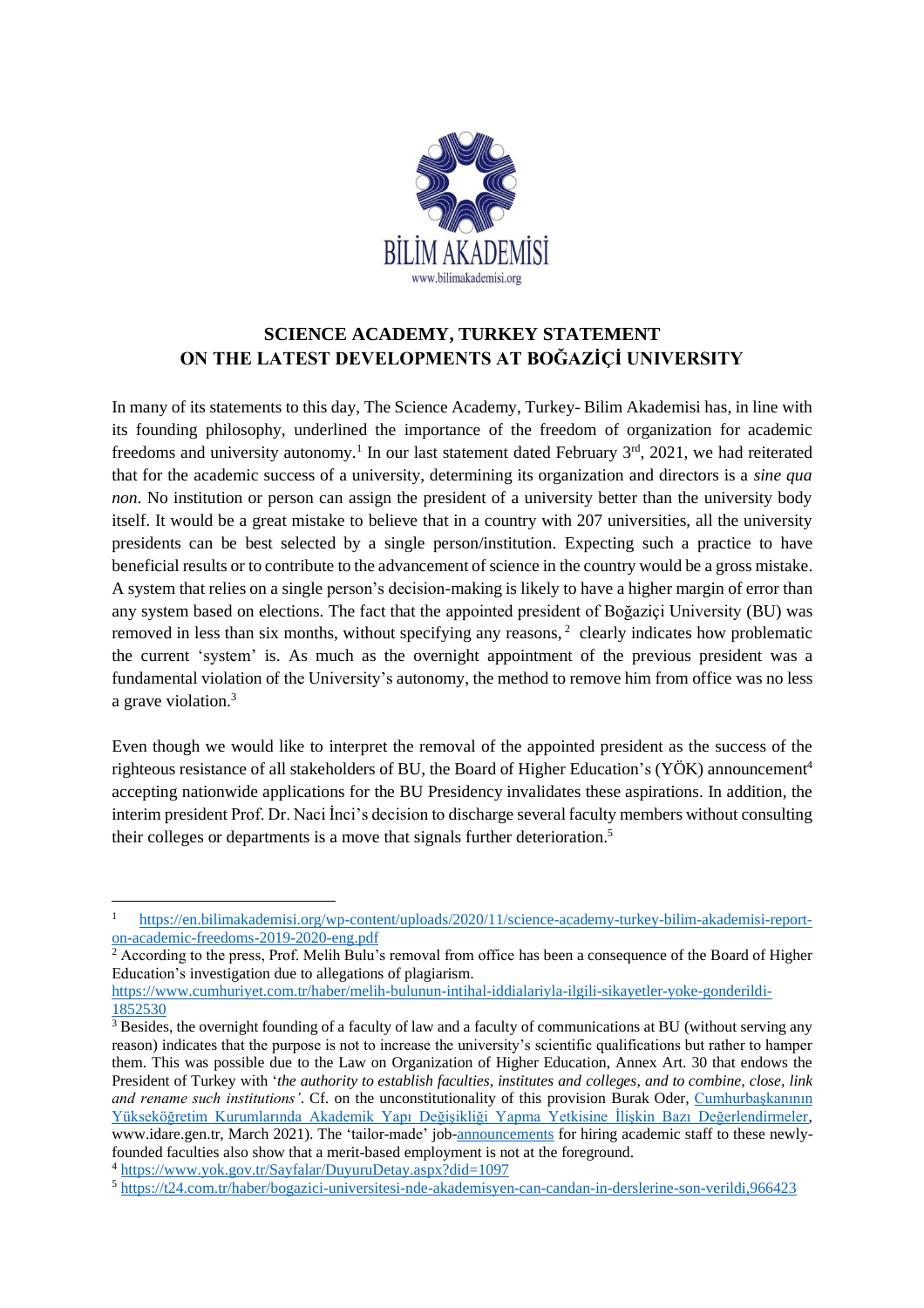BİLİM AKADEMİSİ
www.bilimakademisi.org

# SCIENCE ACADEMY, TURKEY STATEMENT ON THE LATEST DEVELOPMENTS AT BOĞAZİÇİ UNIVERSITY

In many of its statements to this day, The Science Academy, Turkey- Bilim Akademisi has, in line with its founding philosophy, underlined the importance of the freedom of organization for academic freedoms and university autonomy.[1] In our last statement dated February 3rd, 2021, we had reiterated that for the academic success of a university, determining its organization and directors is a *sine qua non*. No institution or person can assign the president of a university better than the university body itself. It would be a great mistake to believe that in a country with 207 universities, all the university presidents can be best selected by a single person/institution. Expecting such a practice to have beneficial results or to contribute to the advancement of science in the country would be a gross mistake. A system that relies on a single person's decision-making is likely to have a higher margin of error than any system based on elections. The fact that the appointed president of Boğaziçi University (BU) was removed in less than six months, without specifying any reasons,[2] clearly indicates how problematic the current 'system' is. As much as the overnight appointment of the previous president was a fundamental violation of the University's autonomy, the method to remove him from office was no less a grave violation.[3]

Even though we would like to interpret the removal of the appointed president as the success of the righteous resistance of all stakeholders of BU, the Board of Higher Education's (YÖK) announcement[4] accepting nationwide applications for the BU Presidency invalidates these aspirations. In addition, the interim president Prof. Dr. Naci İnci's decision to discharge several faculty members without consulting their colleges or departments is a move that signals further deterioration.[5]

---

[1] https://en.bilimakademisi.org/wp-content/uploads/2020/11/science-academy-turkey-bilim-akademisi-report-on-academic-freedoms-2019-2020-eng.pdf

[2] According to the press, Prof. Melih Bulu's removal from office has been a consequence of the Board of Higher Education's investigation due to allegations of plagiarism. https://www.cumhuriyet.com.tr/haber/melih-bulunun-intihal-iddialariyla-ilgili-sikayetler-yoke-gonderildi-1852530

[3] Besides, the overnight founding of a faculty of law and a faculty of communications at BU (without serving any reason) indicates that the purpose is not to increase the university's scientific qualifications but rather to hamper them. This was possible due to the Law on Organization of Higher Education, Annex Art. 30 that endows the President of Turkey with '*the authority to establish faculties, institutes and colleges, and to combine, close, link and rename such institutions'*. Cf. on the unconstitutionality of this provision Burak Oder, Cumhurbaşkanının Yükseköğretim Kurumlarında Akademik Yapı Değişikliği Yapma Yetkisine İlişkin Bazı Değerlendirmeler, www.idare.gen.tr, March 2021). The 'tailor-made' job-announcements for hiring academic staff to these newly-founded faculties also show that a merit-based employment is not at the foreground.

[4] https://www.yok.gov.tr/Sayfalar/DuyuruDetay.aspx?did=1097

[5] https://t24.com.tr/haber/bogazici-universitesi-nde-akademisyen-can-candan-in-derslerine-son-verildi,966423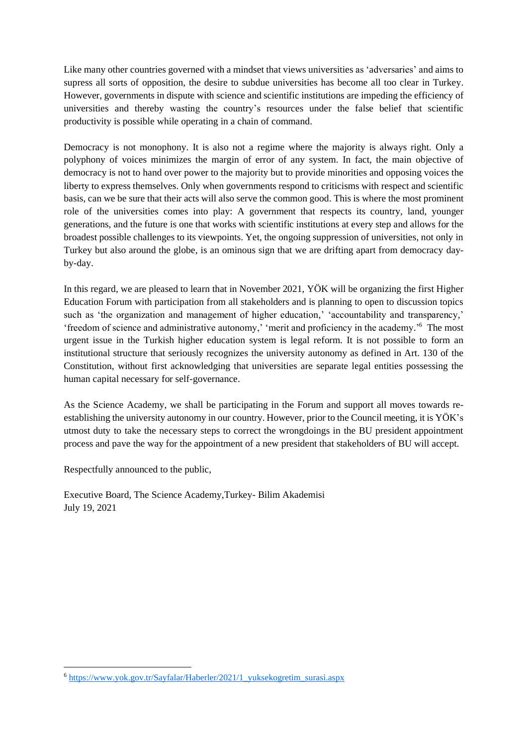Like many other countries governed with a mindset that views universities as 'adversaries' and aims to supress all sorts of opposition, the desire to subdue universities has become all too clear in Turkey. However, governments in dispute with science and scientific institutions are impeding the efficiency of universities and thereby wasting the country's resources under the false belief that scientific productivity is possible while operating in a chain of command.

Democracy is not monophony. It is also not a regime where the majority is always right. Only a polyphony of voices minimizes the margin of error of any system. In fact, the main objective of democracy is not to hand over power to the majority but to provide minorities and opposing voices the liberty to express themselves. Only when governments respond to criticisms with respect and scientific basis, can we be sure that their acts will also serve the common good. This is where the most prominent role of the universities comes into play: A government that respects its country, land, younger generations, and the future is one that works with scientific institutions at every step and allows for the broadest possible challenges to its viewpoints. Yet, the ongoing suppression of universities, not only in Turkey but also around the globe, is an ominous sign that we are drifting apart from democracy day-by-day.

In this regard, we are pleased to learn that in November 2021, YÖK will be organizing the first Higher Education Forum with participation from all stakeholders and is planning to open to discussion topics such as 'the organization and management of higher education,' 'accountability and transparency,' 'freedom of science and administrative autonomy,' 'merit and proficiency in the academy.'[6] The most urgent issue in the Turkish higher education system is legal reform. It is not possible to form an institutional structure that seriously recognizes the university autonomy as defined in Art. 130 of the Constitution, without first acknowledging that universities are separate legal entities possessing the human capital necessary for self-governance.

As the Science Academy, we shall be participating in the Forum and support all moves towards re-establishing the university autonomy in our country. However, prior to the Council meeting, it is YÖK's utmost duty to take the necessary steps to correct the wrongdoings in the BU president appointment process and pave the way for the appointment of a new president that stakeholders of BU will accept.

Respectfully announced to the public,

Executive Board, The Science Academy,Turkey- Bilim Akademisi
July 19, 2021

---

[6] https://www.yok.gov.tr/Sayfalar/Haberler/2021/1_yuksekogretim_surasi.aspx